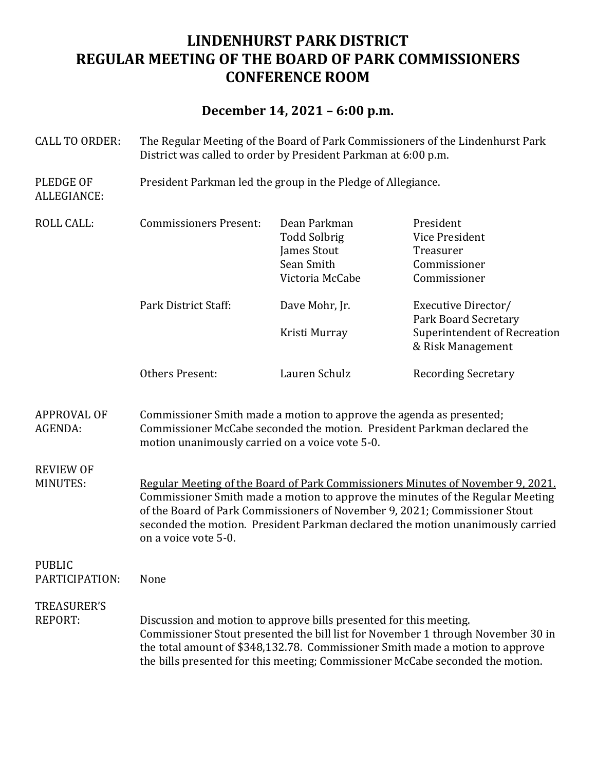# LINDENHURST PARK DISTRICT
# REGULAR MEETING OF THE BOARD OF PARK COMMISSIONERS
# CONFERENCE ROOM

## December 14, 2021 – 6:00 p.m.

**CALL TO ORDER:** The Regular Meeting of the Board of Park Commissioners of the Lindenhurst Park District was called to order by President Parkman at 6:00 p.m.

**PLEDGE OF ALLEGIANCE:** President Parkman led the group in the Pledge of Allegiance.

**ROLL CALL:**

| | | |
|---|---|---|
| Commissioners Present: | Dean Parkman | President |
| | Todd Solbrig | Vice President |
| | James Stout | Treasurer |
| | Sean Smith | Commissioner |
| | Victoria McCabe | Commissioner |
| Park District Staff: | Dave Mohr, Jr. | Executive Director/ Park Board Secretary |
| | Kristi Murray | Superintendent of Recreation & Risk Management |
| Others Present: | Lauren Schulz | Recording Secretary |

**APPROVAL OF AGENDA:** Commissioner Smith made a motion to approve the agenda as presented; Commissioner McCabe seconded the motion. President Parkman declared the motion unanimously carried on a voice vote 5-0.

**REVIEW OF MINUTES:**

Regular Meeting of the Board of Park Commissioners Minutes of November 9, 2021.
Commissioner Smith made a motion to approve the minutes of the Regular Meeting of the Board of Park Commissioners of November 9, 2021; Commissioner Stout seconded the motion. President Parkman declared the motion unanimously carried on a voice vote 5-0.

**PUBLIC PARTICIPATION:** None

**TREASURER'S REPORT:**

Discussion and motion to approve bills presented for this meeting.
Commissioner Stout presented the bill list for November 1 through November 30 in the total amount of $348,132.78. Commissioner Smith made a motion to approve the bills presented for this meeting; Commissioner McCabe seconded the motion.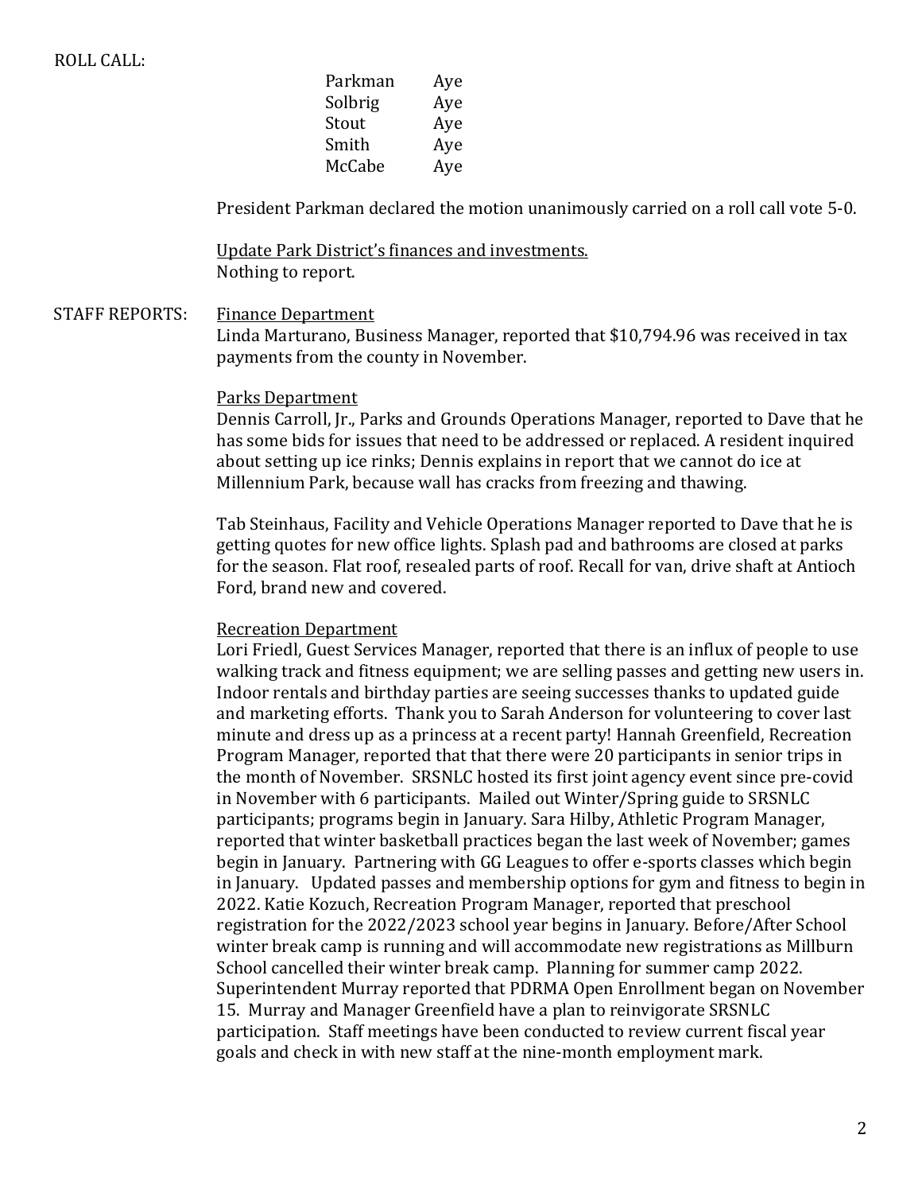ROLL CALL:

| | |
|---|---|
| Parkman | Aye |
| Solbrig | Aye |
| Stout | Aye |
| Smith | Aye |
| McCabe | Aye |

President Parkman declared the motion unanimously carried on a roll call vote 5-0.

Update Park District's finances and investments.
Nothing to report.

STAFF REPORTS: Finance Department
Linda Marturano, Business Manager, reported that $10,794.96 was received in tax payments from the county in November.

Parks Department
Dennis Carroll, Jr., Parks and Grounds Operations Manager, reported to Dave that he has some bids for issues that need to be addressed or replaced. A resident inquired about setting up ice rinks; Dennis explains in report that we cannot do ice at Millennium Park, because wall has cracks from freezing and thawing.

Tab Steinhaus, Facility and Vehicle Operations Manager reported to Dave that he is getting quotes for new office lights. Splash pad and bathrooms are closed at parks for the season. Flat roof, resealed parts of roof. Recall for van, drive shaft at Antioch Ford, brand new and covered.

Recreation Department
Lori Friedl, Guest Services Manager, reported that there is an influx of people to use walking track and fitness equipment; we are selling passes and getting new users in. Indoor rentals and birthday parties are seeing successes thanks to updated guide and marketing efforts. Thank you to Sarah Anderson for volunteering to cover last minute and dress up as a princess at a recent party! Hannah Greenfield, Recreation Program Manager, reported that that there were 20 participants in senior trips in the month of November. SRSNLC hosted its first joint agency event since pre-covid in November with 6 participants. Mailed out Winter/Spring guide to SRSNLC participants; programs begin in January. Sara Hilby, Athletic Program Manager, reported that winter basketball practices began the last week of November; games begin in January. Partnering with GG Leagues to offer e-sports classes which begin in January. Updated passes and membership options for gym and fitness to begin in 2022. Katie Kozuch, Recreation Program Manager, reported that preschool registration for the 2022/2023 school year begins in January. Before/After School winter break camp is running and will accommodate new registrations as Millburn School cancelled their winter break camp. Planning for summer camp 2022. Superintendent Murray reported that PDRMA Open Enrollment began on November 15. Murray and Manager Greenfield have a plan to reinvigorate SRSNLC participation. Staff meetings have been conducted to review current fiscal year goals and check in with new staff at the nine-month employment mark.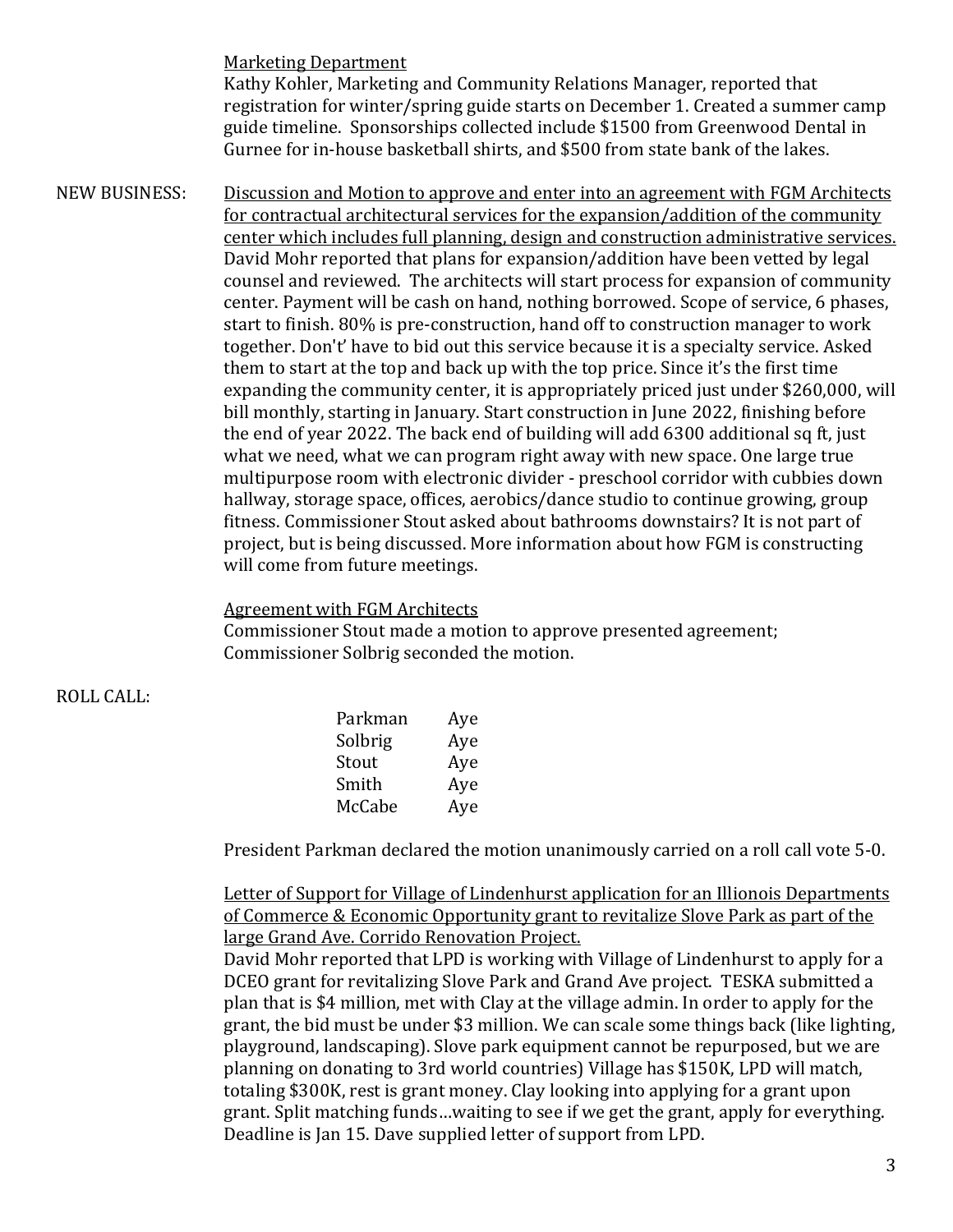<u>Marketing Department</u>
Kathy Kohler, Marketing and Community Relations Manager, reported that registration for winter/spring guide starts on December 1. Created a summer camp guide timeline. Sponsorships collected include $1500 from Greenwood Dental in Gurnee for in-house basketball shirts, and $500 from state bank of the lakes.

NEW BUSINESS: <u>Discussion and Motion to approve and enter into an agreement with FGM Architects for contractual architectural services for the expansion/addition of the community center which includes full planning, design and construction administrative services.</u>
David Mohr reported that plans for expansion/addition have been vetted by legal counsel and reviewed. The architects will start process for expansion of community center. Payment will be cash on hand, nothing borrowed. Scope of service, 6 phases, start to finish. 80% is pre-construction, hand off to construction manager to work together. Don't' have to bid out this service because it is a specialty service. Asked them to start at the top and back up with the top price. Since it's the first time expanding the community center, it is appropriately priced just under $260,000, will bill monthly, starting in January. Start construction in June 2022, finishing before the end of year 2022. The back end of building will add 6300 additional sq ft, just what we need, what we can program right away with new space. One large true multipurpose room with electronic divider - preschool corridor with cubbies down hallway, storage space, offices, aerobics/dance studio to continue growing, group fitness. Commissioner Stout asked about bathrooms downstairs? It is not part of project, but is being discussed. More information about how FGM is constructing will come from future meetings.

<u>Agreement with FGM Architects</u>
Commissioner Stout made a motion to approve presented agreement; Commissioner Solbrig seconded the motion.

ROLL CALL:

| | |
|---|---|
| Parkman | Aye |
| Solbrig | Aye |
| Stout | Aye |
| Smith | Aye |
| McCabe | Aye |

President Parkman declared the motion unanimously carried on a roll call vote 5-0.

<u>Letter of Support for Village of Lindenhurst application for an Illionois Departments of Commerce & Economic Opportunity grant to revitalize Slove Park as part of the large Grand Ave. Corrido Renovation Project.</u>
David Mohr reported that LPD is working with Village of Lindenhurst to apply for a DCEO grant for revitalizing Slove Park and Grand Ave project. TESKA submitted a plan that is $4 million, met with Clay at the village admin. In order to apply for the grant, the bid must be under $3 million. We can scale some things back (like lighting, playground, landscaping). Slove park equipment cannot be repurposed, but we are planning on donating to 3rd world countries) Village has $150K, LPD will match, totaling $300K, rest is grant money. Clay looking into applying for a grant upon grant. Split matching funds…waiting to see if we get the grant, apply for everything. Deadline is Jan 15. Dave supplied letter of support from LPD.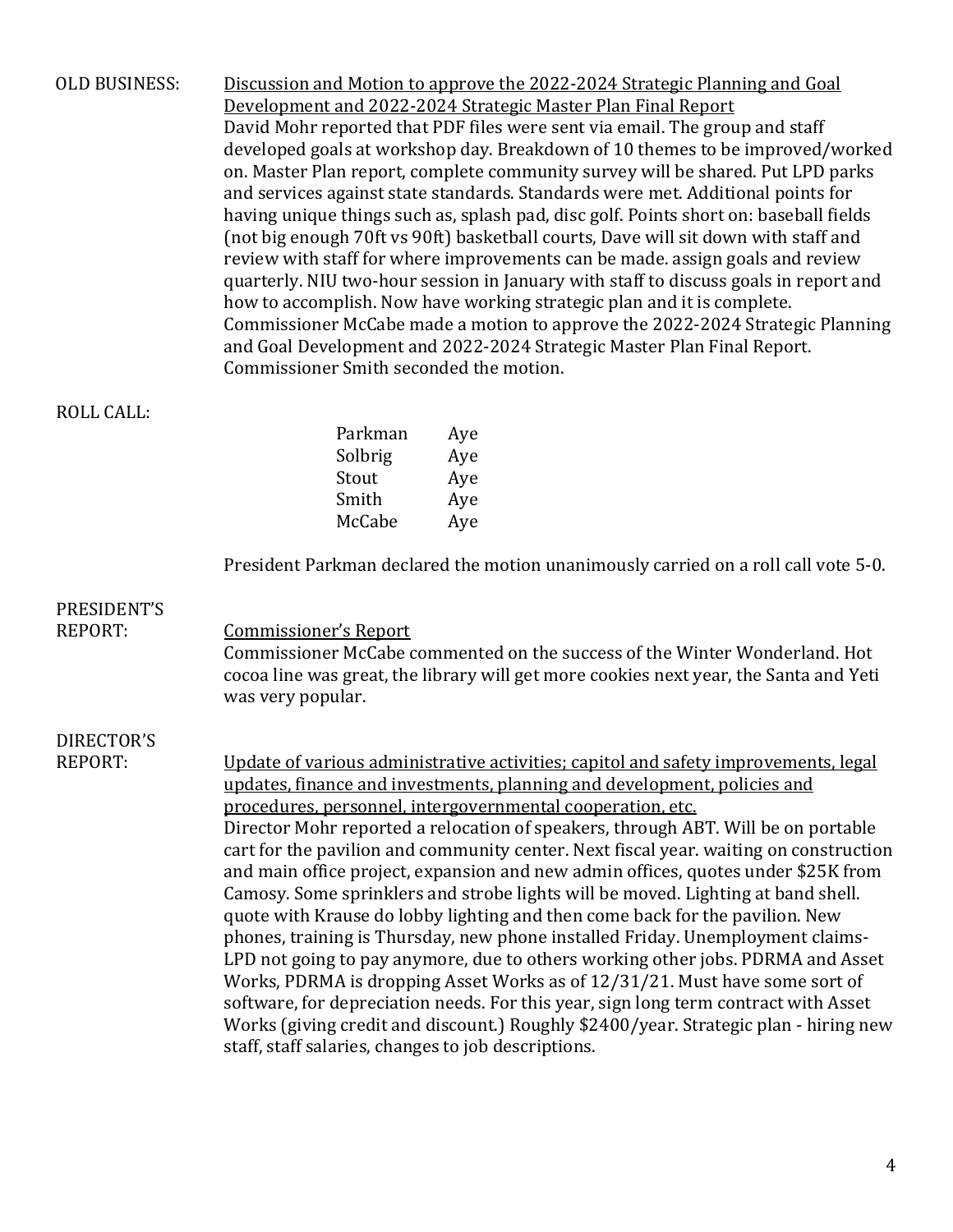OLD BUSINESS: <u>Discussion and Motion to approve the 2022-2024 Strategic Planning and Goal Development and 2022-2024 Strategic Master Plan Final Report</u>

David Mohr reported that PDF files were sent via email. The group and staff developed goals at workshop day. Breakdown of 10 themes to be improved/worked on. Master Plan report, complete community survey will be shared. Put LPD parks and services against state standards. Standards were met. Additional points for having unique things such as, splash pad, disc golf. Points short on: baseball fields (not big enough 70ft vs 90ft) basketball courts, Dave will sit down with staff and review with staff for where improvements can be made. assign goals and review quarterly. NIU two-hour session in January with staff to discuss goals in report and how to accomplish. Now have working strategic plan and it is complete. Commissioner McCabe made a motion to approve the 2022-2024 Strategic Planning and Goal Development and 2022-2024 Strategic Master Plan Final Report. Commissioner Smith seconded the motion.

ROLL CALL:

| | |
|---|---|
| Parkman | Aye |
| Solbrig | Aye |
| Stout | Aye |
| Smith | Aye |
| McCabe | Aye |

President Parkman declared the motion unanimously carried on a roll call vote 5-0.

PRESIDENT'S REPORT: <u>Commissioner's Report</u>

Commissioner McCabe commented on the success of the Winter Wonderland. Hot cocoa line was great, the library will get more cookies next year, the Santa and Yeti was very popular.

DIRECTOR'S REPORT: <u>Update of various administrative activities; capitol and safety improvements, legal updates, finance and investments, planning and development, policies and procedures, personnel, intergovernmental cooperation, etc.</u>

Director Mohr reported a relocation of speakers, through ABT. Will be on portable cart for the pavilion and community center. Next fiscal year. waiting on construction and main office project, expansion and new admin offices, quotes under $25K from Camosy. Some sprinklers and strobe lights will be moved. Lighting at band shell. quote with Krause do lobby lighting and then come back for the pavilion. New phones, training is Thursday, new phone installed Friday. Unemployment claims- LPD not going to pay anymore, due to others working other jobs. PDRMA and Asset Works, PDRMA is dropping Asset Works as of 12/31/21. Must have some sort of software, for depreciation needs. For this year, sign long term contract with Asset Works (giving credit and discount.) Roughly $2400/year. Strategic plan - hiring new staff, staff salaries, changes to job descriptions.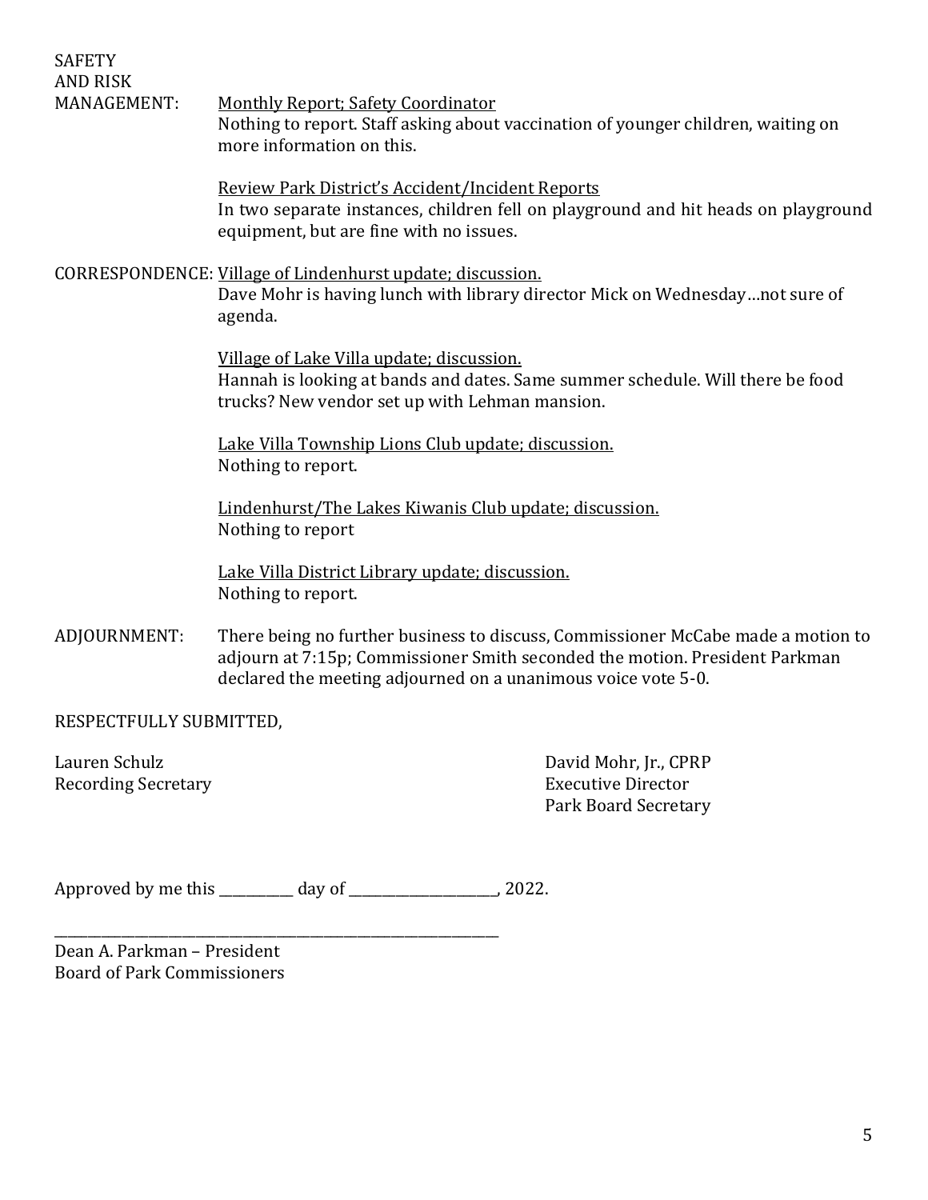SAFETY AND RISK MANAGEMENT:

<u>Monthly Report; Safety Coordinator</u>
Nothing to report. Staff asking about vaccination of younger children, waiting on more information on this.

<u>Review Park District's Accident/Incident Reports</u>
In two separate instances, children fell on playground and hit heads on playground equipment, but are fine with no issues.

CORRESPONDENCE:

<u>Village of Lindenhurst update; discussion.</u>
Dave Mohr is having lunch with library director Mick on Wednesday…not sure of agenda.

<u>Village of Lake Villa update; discussion.</u>
Hannah is looking at bands and dates. Same summer schedule. Will there be food trucks? New vendor set up with Lehman mansion.

<u>Lake Villa Township Lions Club update; discussion.</u>
Nothing to report.

<u>Lindenhurst/The Lakes Kiwanis Club update; discussion.</u>
Nothing to report

<u>Lake Villa District Library update; discussion.</u>
Nothing to report.

ADJOURNMENT: There being no further business to discuss, Commissioner McCabe made a motion to adjourn at 7:15p; Commissioner Smith seconded the motion. President Parkman declared the meeting adjourned on a unanimous voice vote 5-0.

RESPECTFULLY SUBMITTED,

Lauren Schulz
Recording Secretary

David Mohr, Jr., CPRP
Executive Director
Park Board Secretary

Approved by me this __________ day of ____________________, 2022.

_______________________________________________

Dean A. Parkman – President
Board of Park Commissioners